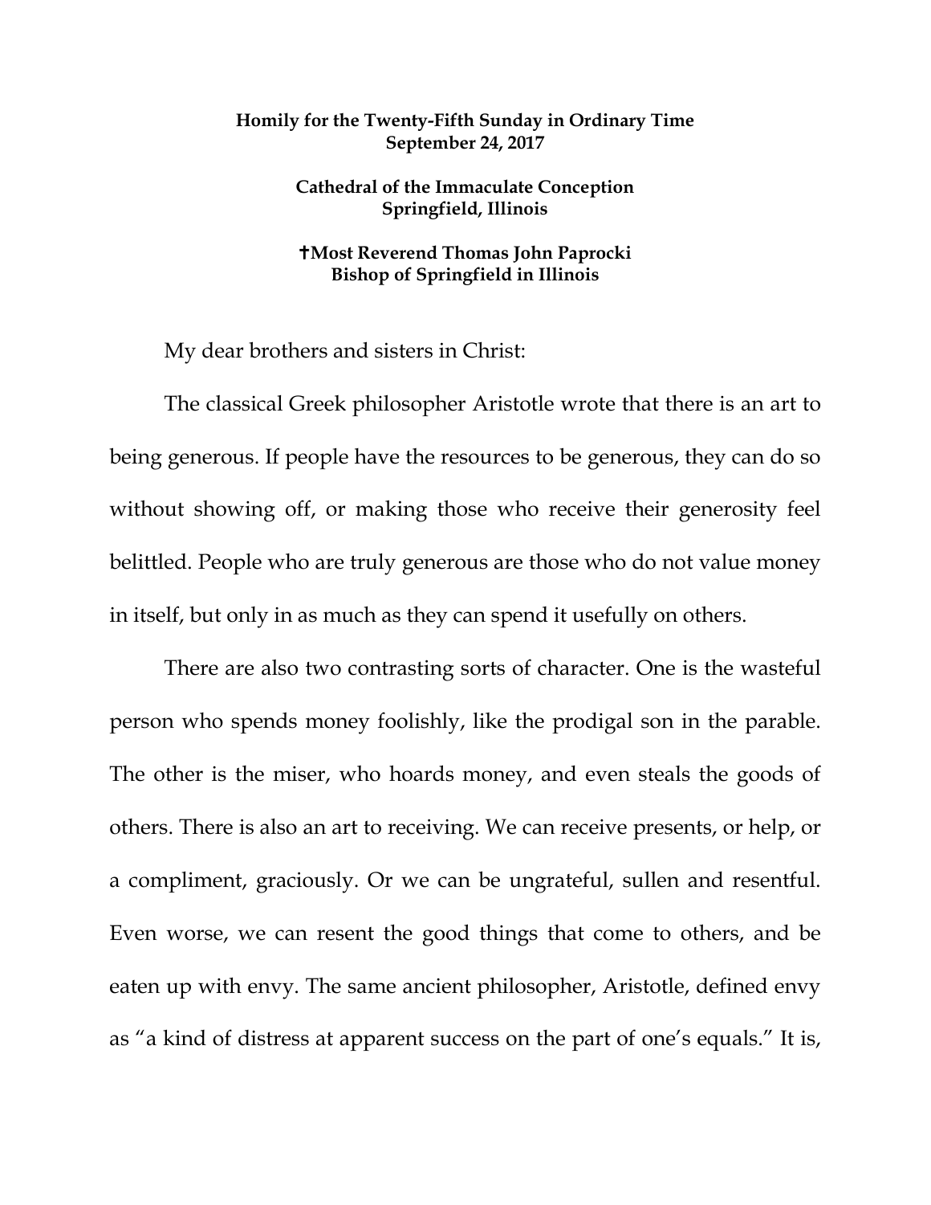**Homily for the Twenty-Fifth Sunday in Ordinary Time**
**September 24, 2017**

**Cathedral of the Immaculate Conception**
**Springfield, Illinois**

**✝Most Reverend Thomas John Paprocki**
**Bishop of Springfield in Illinois**

My dear brothers and sisters in Christ:

The classical Greek philosopher Aristotle wrote that there is an art to being generous. If people have the resources to be generous, they can do so without showing off, or making those who receive their generosity feel belittled. People who are truly generous are those who do not value money in itself, but only in as much as they can spend it usefully on others.

There are also two contrasting sorts of character. One is the wasteful person who spends money foolishly, like the prodigal son in the parable. The other is the miser, who hoards money, and even steals the goods of others. There is also an art to receiving. We can receive presents, or help, or a compliment, graciously. Or we can be ungrateful, sullen and resentful. Even worse, we can resent the good things that come to others, and be eaten up with envy. The same ancient philosopher, Aristotle, defined envy as "a kind of distress at apparent success on the part of one's equals." It is,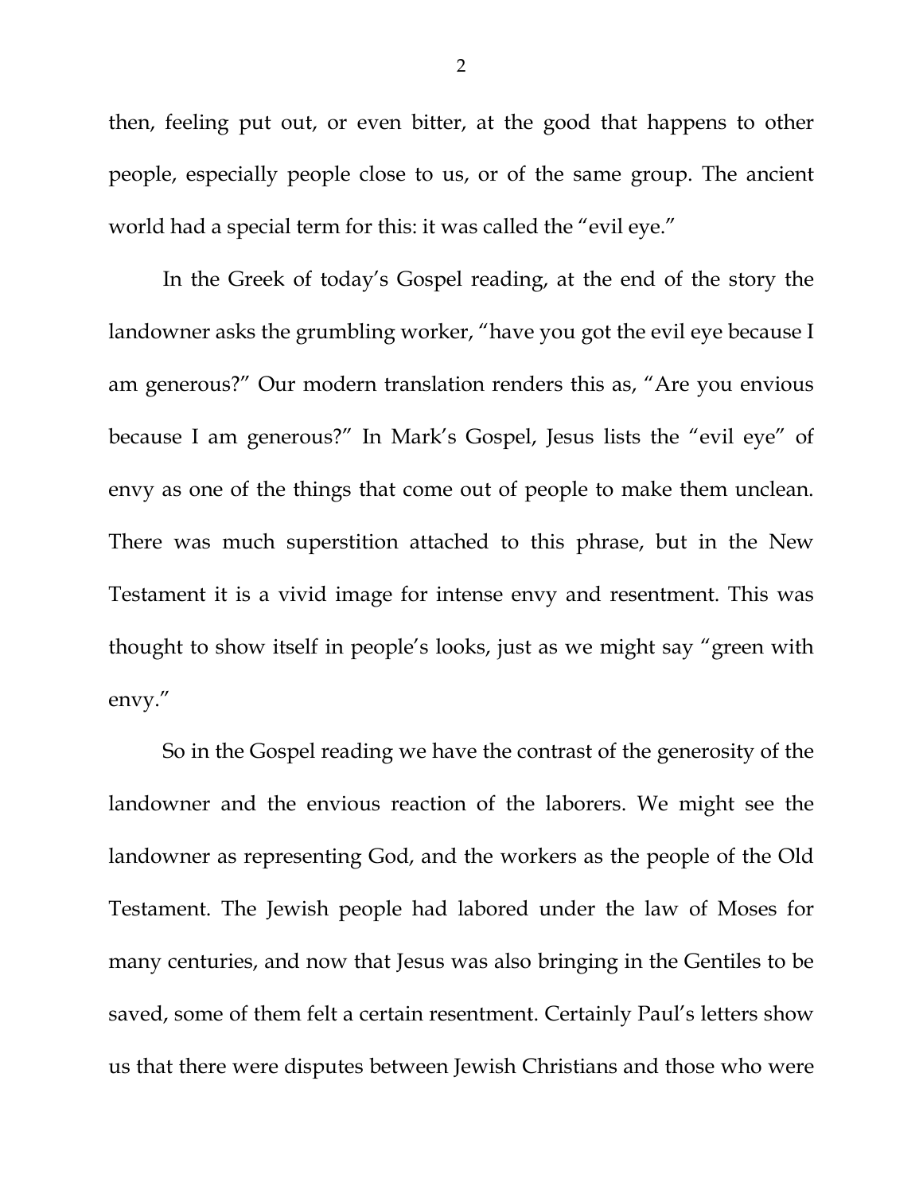then, feeling put out, or even bitter, at the good that happens to other people, especially people close to us, or of the same group. The ancient world had a special term for this: it was called the "evil eye."

In the Greek of today's Gospel reading, at the end of the story the landowner asks the grumbling worker, "have you got the evil eye because I am generous?" Our modern translation renders this as, "Are you envious because I am generous?" In Mark's Gospel, Jesus lists the "evil eye" of envy as one of the things that come out of people to make them unclean. There was much superstition attached to this phrase, but in the New Testament it is a vivid image for intense envy and resentment. This was thought to show itself in people's looks, just as we might say "green with envy."

So in the Gospel reading we have the contrast of the generosity of the landowner and the envious reaction of the laborers. We might see the landowner as representing God, and the workers as the people of the Old Testament. The Jewish people had labored under the law of Moses for many centuries, and now that Jesus was also bringing in the Gentiles to be saved, some of them felt a certain resentment. Certainly Paul's letters show us that there were disputes between Jewish Christians and those who were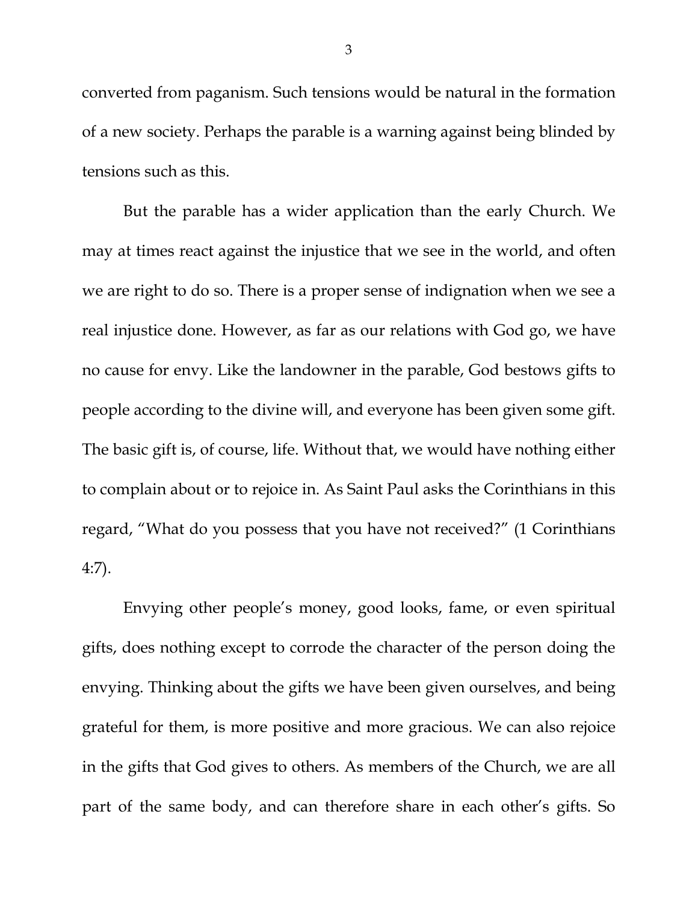converted from paganism. Such tensions would be natural in the formation of a new society. Perhaps the parable is a warning against being blinded by tensions such as this.

But the parable has a wider application than the early Church. We may at times react against the injustice that we see in the world, and often we are right to do so. There is a proper sense of indignation when we see a real injustice done. However, as far as our relations with God go, we have no cause for envy. Like the landowner in the parable, God bestows gifts to people according to the divine will, and everyone has been given some gift. The basic gift is, of course, life. Without that, we would have nothing either to complain about or to rejoice in. As Saint Paul asks the Corinthians in this regard, "What do you possess that you have not received?" (1 Corinthians 4:7).

Envying other people's money, good looks, fame, or even spiritual gifts, does nothing except to corrode the character of the person doing the envying. Thinking about the gifts we have been given ourselves, and being grateful for them, is more positive and more gracious. We can also rejoice in the gifts that God gives to others. As members of the Church, we are all part of the same body, and can therefore share in each other's gifts. So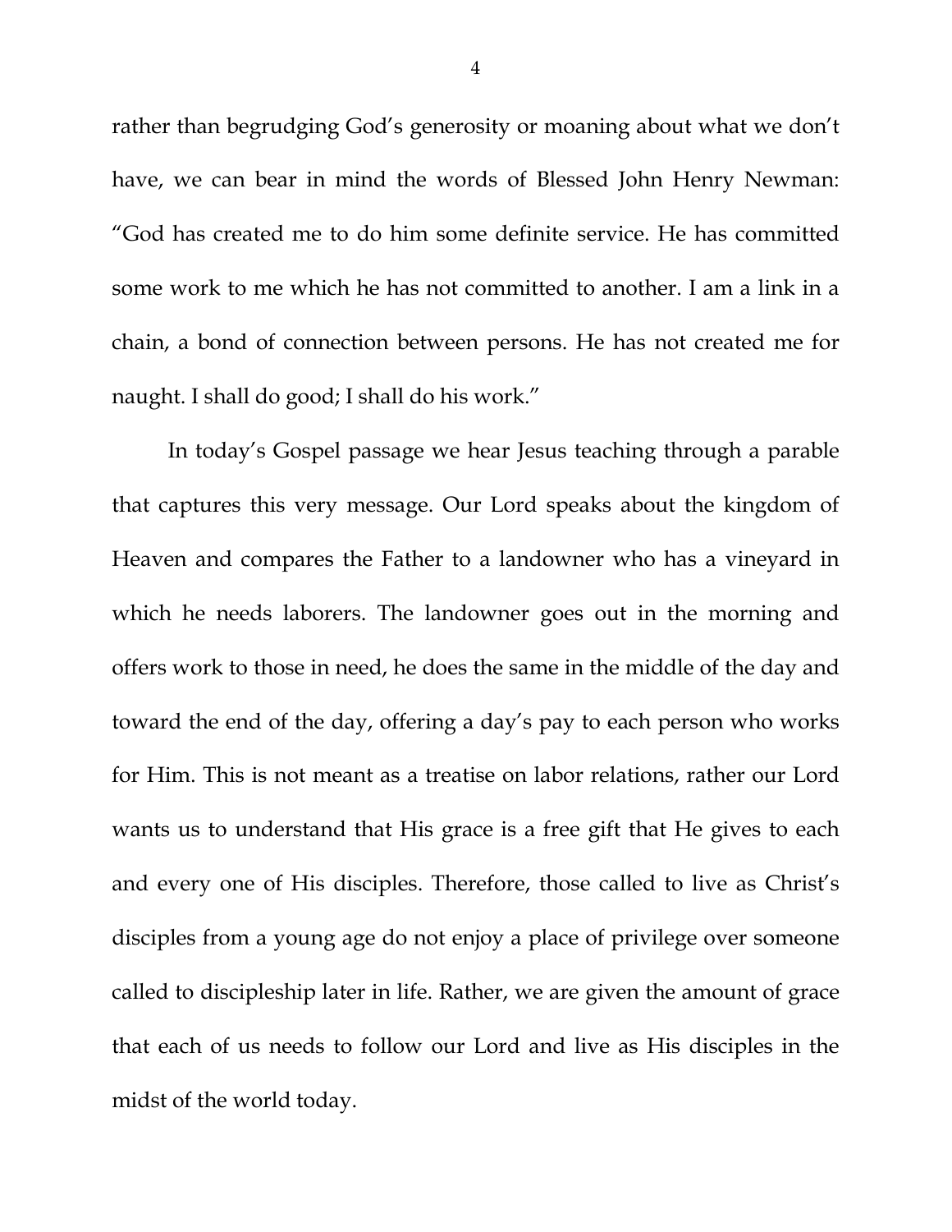rather than begrudging God's generosity or moaning about what we don't have, we can bear in mind the words of Blessed John Henry Newman: "God has created me to do him some definite service. He has committed some work to me which he has not committed to another. I am a link in a chain, a bond of connection between persons. He has not created me for naught. I shall do good; I shall do his work."

In today's Gospel passage we hear Jesus teaching through a parable that captures this very message. Our Lord speaks about the kingdom of Heaven and compares the Father to a landowner who has a vineyard in which he needs laborers. The landowner goes out in the morning and offers work to those in need, he does the same in the middle of the day and toward the end of the day, offering a day's pay to each person who works for Him. This is not meant as a treatise on labor relations, rather our Lord wants us to understand that His grace is a free gift that He gives to each and every one of His disciples. Therefore, those called to live as Christ's disciples from a young age do not enjoy a place of privilege over someone called to discipleship later in life. Rather, we are given the amount of grace that each of us needs to follow our Lord and live as His disciples in the midst of the world today.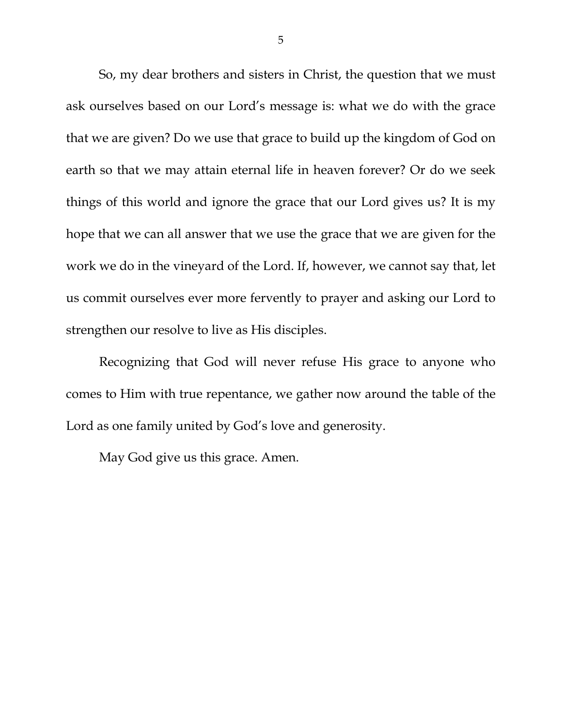So, my dear brothers and sisters in Christ, the question that we must ask ourselves based on our Lord's message is: what we do with the grace that we are given? Do we use that grace to build up the kingdom of God on earth so that we may attain eternal life in heaven forever? Or do we seek things of this world and ignore the grace that our Lord gives us? It is my hope that we can all answer that we use the grace that we are given for the work we do in the vineyard of the Lord. If, however, we cannot say that, let us commit ourselves ever more fervently to prayer and asking our Lord to strengthen our resolve to live as His disciples.

Recognizing that God will never refuse His grace to anyone who comes to Him with true repentance, we gather now around the table of the Lord as one family united by God's love and generosity.

May God give us this grace. Amen.